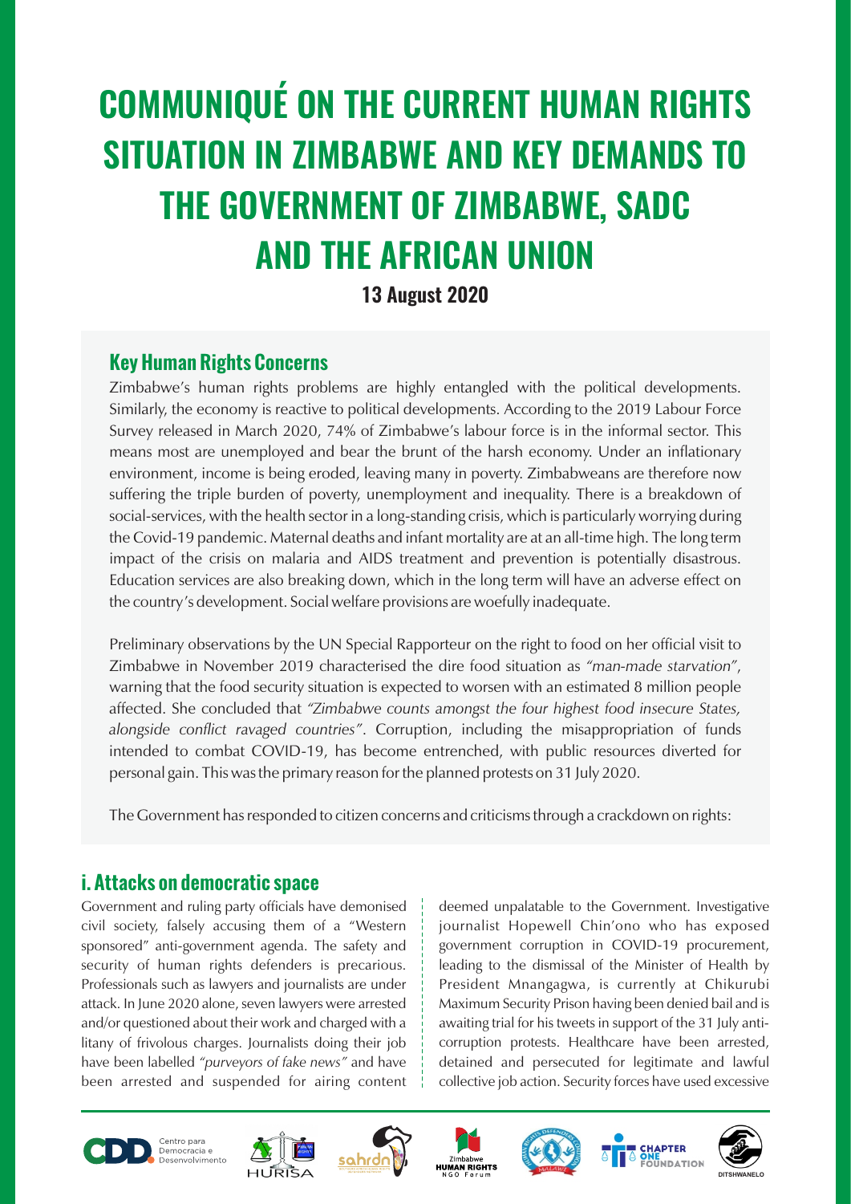# COMMUNIQUÉ ON THE CURRENT HUMAN RIGHTS SITUATION IN ZIMBABWE AND KEY DEMANDS TO THE GOVERNMENT OF ZIMBABWE, SADC AND THE AFRICAN UNION

**13 August 2020**

## Key Human Rights Concerns

Zimbabwe's human rights problems are highly entangled with the political developments. Similarly, the economy is reactive to political developments. According to the 2019 Labour Force Survey released in March 2020, 74% of Zimbabwe's labour force is in the informal sector. This means most are unemployed and bear the brunt of the harsh economy. Under an inflationary environment, income is being eroded, leaving many in poverty. Zimbabweans are therefore now suffering the triple burden of poverty, unemployment and inequality. There is a breakdown of social-services, with the health sector in a long-standing crisis, which is particularly worrying during the Covid-19 pandemic. Maternal deaths and infant mortality are at an all-time high. The long term impact of the crisis on malaria and AIDS treatment and prevention is potentially disastrous. Education services are also breaking down, which in the long term will have an adverse effect on the country's development. Social welfare provisions are woefully inadequate.

Preliminary observations by the UN Special Rapporteur on the right to food on her official visit to Zimbabwe in November 2019 characterised the dire food situation as *"man-made starvation"*, warning that the food security situation is expected to worsen with an estimated 8 million people affected. She concluded that *"Zimbabwe counts amongst the four highest food insecure States, alongside conflict ravaged countries"*. Corruption, including the misappropriation of funds intended to combat COVID-19, has become entrenched, with public resources diverted for personal gain. This was the primary reason for the planned protests on 31 July 2020.

The Government has responded to citizen concerns and criticisms through a crackdown on rights:

## i. Attacks on democratic space

Government and ruling party officials have demonised civil society, falsely accusing them of a "Western sponsored" anti-government agenda. The safety and security of human rights defenders is precarious. Professionals such as lawyers and journalists are under attack. In June 2020 alone, seven lawyers were arrested and/or questioned about their work and charged with a litany of frivolous charges. Journalists doing their job have been labelled *"purveyors of fake news"* and have been arrested and suspended for airing content deemed unpalatable to the Government. Investigative journalist Hopewell Chin'ono who has exposed government corruption in COVID-19 procurement, leading to the dismissal of the Minister of Health by President Mnangagwa, is currently at Chikurubi Maximum Security Prison having been denied bail and is awaiting trial for his tweets in support of the 31 July anti-corruption protests. Healthcare have been arrested, detained and persecuted for legitimate and lawful collective job action. Security forces have used excessive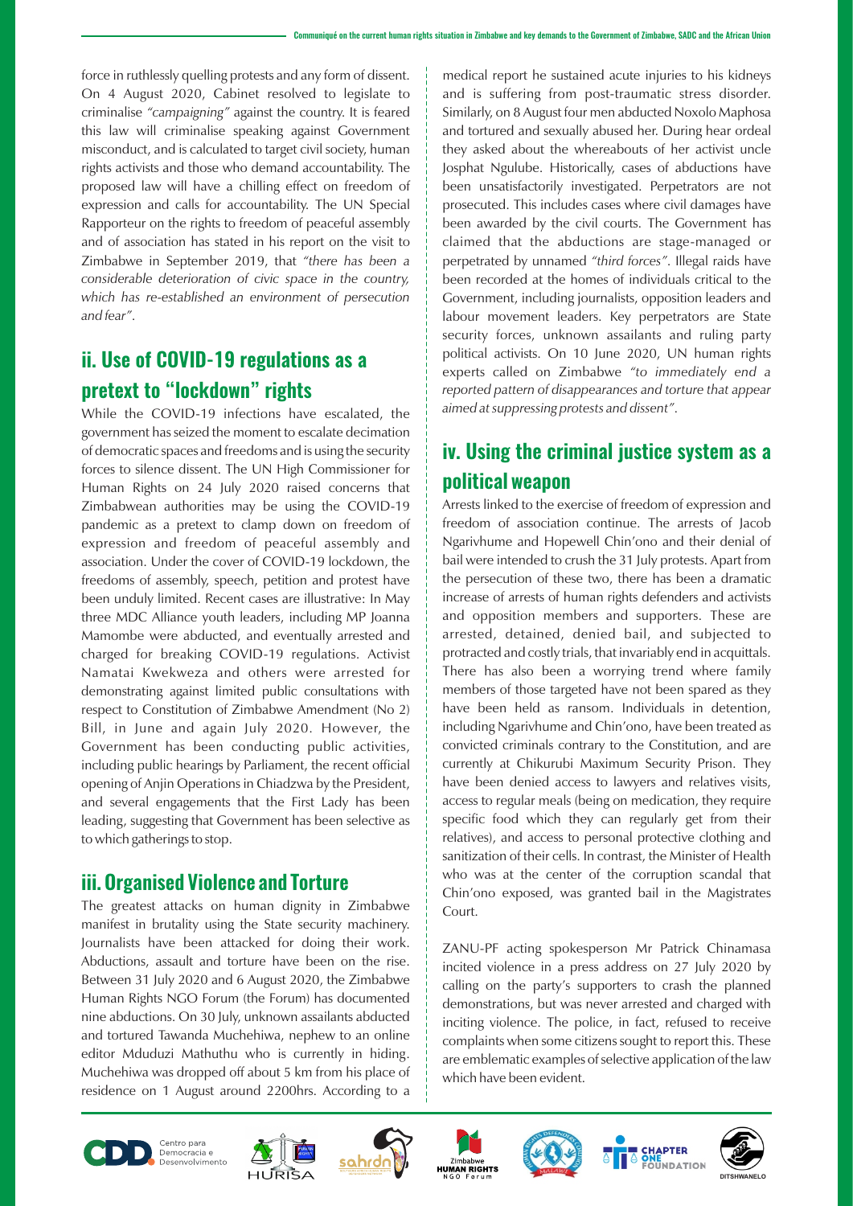force in ruthlessly quelling protests and any form of dissent. On 4 August 2020, Cabinet resolved to legislate to criminalise *"campaigning"* against the country. It is feared this law will criminalise speaking against Government misconduct, and is calculated to target civil society, human rights activists and those who demand accountability. The proposed law will have a chilling effect on freedom of expression and calls for accountability. The UN Special Rapporteur on the rights to freedom of peaceful assembly and of association has stated in his report on the visit to Zimbabwe in September 2019, that *"there has been a considerable deterioration of civic space in the country, which has re-established an environment of persecution and fear"*.

## ii. Use of COVID-19 regulations as a pretext to "lockdown" rights

While the COVID-19 infections have escalated, the government has seized the moment to escalate decimation of democratic spaces and freedoms and is using the security forces to silence dissent. The UN High Commissioner for Human Rights on 24 July 2020 raised concerns that Zimbabwean authorities may be using the COVID-19 pandemic as a pretext to clamp down on freedom of expression and freedom of peaceful assembly and association. Under the cover of COVID-19 lockdown, the freedoms of assembly, speech, petition and protest have been unduly limited. Recent cases are illustrative: In May three MDC Alliance youth leaders, including MP Joanna Mamombe were abducted, and eventually arrested and charged for breaking COVID-19 regulations. Activist Namatai Kwekweza and others were arrested for demonstrating against limited public consultations with respect to Constitution of Zimbabwe Amendment (No 2) Bill, in June and again July 2020. However, the Government has been conducting public activities, including public hearings by Parliament, the recent official opening of Anjin Operations in Chiadzwa by the President, and several engagements that the First Lady has been leading, suggesting that Government has been selective as to which gatherings to stop.

## iii. Organised Violence and Torture

The greatest attacks on human dignity in Zimbabwe manifest in brutality using the State security machinery. Journalists have been attacked for doing their work. Abductions, assault and torture have been on the rise. Between 31 July 2020 and 6 August 2020, the Zimbabwe Human Rights NGO Forum (the Forum) has documented nine abductions. On 30 July, unknown assailants abducted and tortured Tawanda Muchehiwa, nephew to an online editor Mduduzi Mathuthu who is currently in hiding. Muchehiwa was dropped off about 5 km from his place of residence on 1 August around 2200hrs. According to a medical report he sustained acute injuries to his kidneys and is suffering from post-traumatic stress disorder. Similarly, on 8 August four men abducted Noxolo Maphosa and tortured and sexually abused her. During hear ordeal they asked about the whereabouts of her activist uncle Josphat Ngulube. Historically, cases of abductions have been unsatisfactorily investigated. Perpetrators are not prosecuted. This includes cases where civil damages have been awarded by the civil courts. The Government has claimed that the abductions are stage-managed or perpetrated by unnamed *"third forces"*. Illegal raids have been recorded at the homes of individuals critical to the Government, including journalists, opposition leaders and labour movement leaders. Key perpetrators are State security forces, unknown assailants and ruling party political activists. On 10 June 2020, UN human rights experts called on Zimbabwe *"to immediately end a reported pattern of disappearances and torture that appear aimed at suppressing protests and dissent"*.

## iv. Using the criminal justice system as a political weapon

Arrests linked to the exercise of freedom of expression and freedom of association continue. The arrests of Jacob Ngarivhume and Hopewell Chin'ono and their denial of bail were intended to crush the 31 July protests. Apart from the persecution of these two, there has been a dramatic increase of arrests of human rights defenders and activists and opposition members and supporters. These are arrested, detained, denied bail, and subjected to protracted and costly trials, that invariably end in acquittals. There has also been a worrying trend where family members of those targeted have not been spared as they have been held as ransom. Individuals in detention, including Ngarivhume and Chin'ono, have been treated as convicted criminals contrary to the Constitution, and are currently at Chikurubi Maximum Security Prison. They have been denied access to lawyers and relatives visits, access to regular meals (being on medication, they require specific food which they can regularly get from their relatives), and access to personal protective clothing and sanitization of their cells. In contrast, the Minister of Health who was at the center of the corruption scandal that Chin'ono exposed, was granted bail in the Magistrates Court.

ZANU-PF acting spokesperson Mr Patrick Chinamasa incited violence in a press address on 27 July 2020 by calling on the party's supporters to crash the planned demonstrations, but was never arrested and charged with inciting violence. The police, in fact, refused to receive complaints when some citizens sought to report this. These are emblematic examples of selective application of the law which have been evident.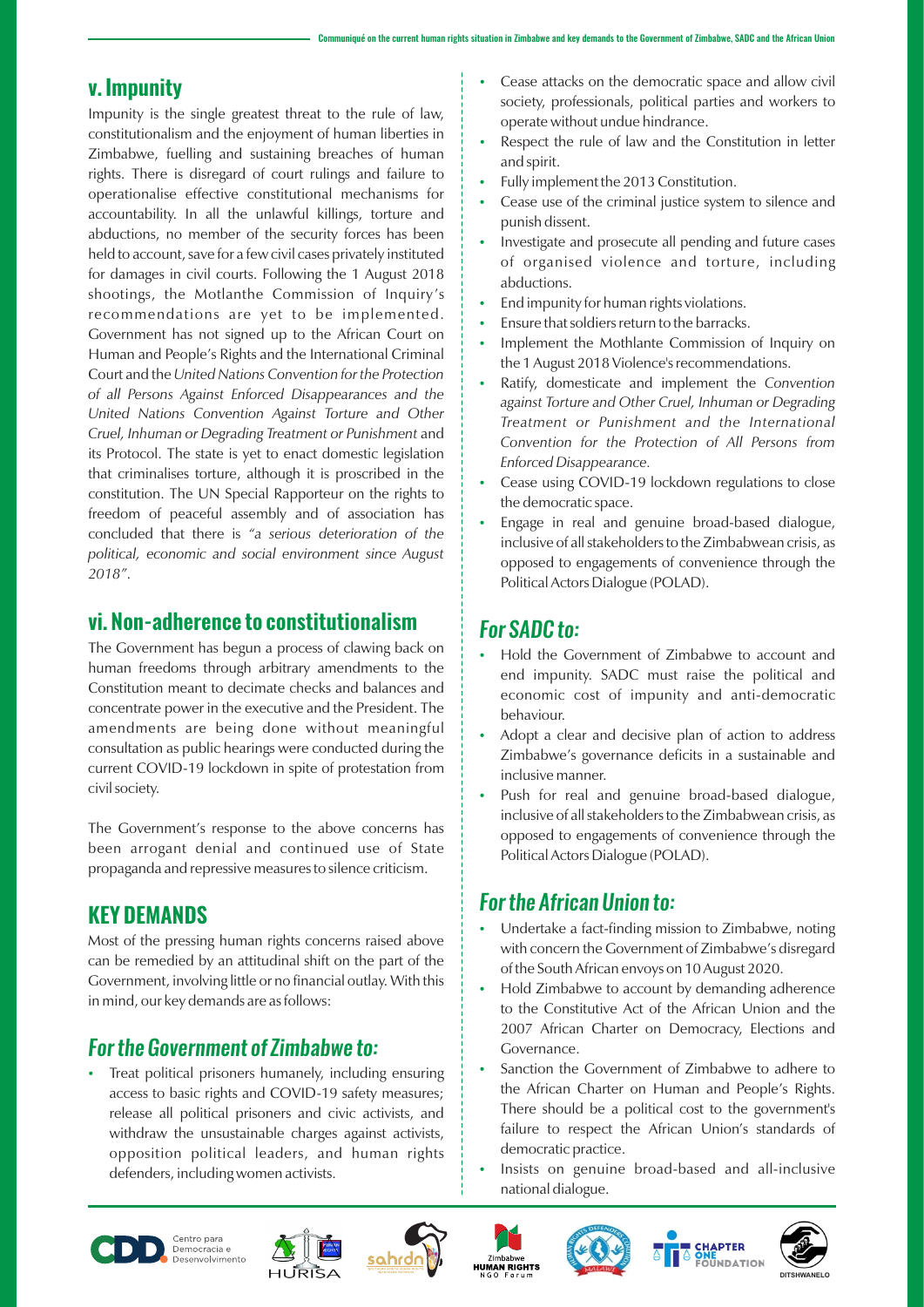## v. Impunity

Impunity is the single greatest threat to the rule of law, constitutionalism and the enjoyment of human liberties in Zimbabwe, fuelling and sustaining breaches of human rights. There is disregard of court rulings and failure to operationalise effective constitutional mechanisms for accountability. In all the unlawful killings, torture and abductions, no member of the security forces has been held to account, save for a few civil cases privately instituted for damages in civil courts. Following the 1 August 2018 shootings, the Motlanthe Commission of Inquiry's recommendations are yet to be implemented. Government has not signed up to the African Court on Human and People's Rights and the International Criminal Court and the *United Nations Convention for the Protection of all Persons Against Enforced Disappearances and the United Nations Convention Against Torture and Other Cruel, Inhuman or Degrading Treatment or Punishment* and its Protocol. The state is yet to enact domestic legislation that criminalises torture, although it is proscribed in the constitution. The UN Special Rapporteur on the rights to freedom of peaceful assembly and of association has concluded that there is *"a serious deterioration of the political, economic and social environment since August 2018"*.

## vi. Non-adherence to constitutionalism

The Government has begun a process of clawing back on human freedoms through arbitrary amendments to the Constitution meant to decimate checks and balances and concentrate power in the executive and the President. The amendments are being done without meaningful consultation as public hearings were conducted during the current COVID-19 lockdown in spite of protestation from civil society.

The Government's response to the above concerns has been arrogant denial and continued use of State propaganda and repressive measures to silence criticism.

## KEY DEMANDS

Most of the pressing human rights concerns raised above can be remedied by an attitudinal shift on the part of the Government, involving little or no financial outlay. With this in mind, our key demands are as follows:

### *For the Government of Zimbabwe to:*

- Treat political prisoners humanely, including ensuring access to basic rights and COVID-19 safety measures; release all political prisoners and civic activists, and withdraw the unsustainable charges against activists, opposition political leaders, and human rights defenders, including women activists.
- Cease attacks on the democratic space and allow civil society, professionals, political parties and workers to operate without undue hindrance.
- Respect the rule of law and the Constitution in letter and spirit.
- Fully implement the 2013 Constitution.
- Cease use of the criminal justice system to silence and punish dissent.
- Investigate and prosecute all pending and future cases of organised violence and torture, including abductions.
- End impunity for human rights violations.
- Ensure that soldiers return to the barracks.
- Implement the Mothlante Commission of Inquiry on the 1 August 2018 Violence's recommendations.
- Ratify, domesticate and implement the *Convention against Torture and Other Cruel, Inhuman or Degrading Treatment or Punishment and the International Convention for the Protection of All Persons from Enforced Disappearance.*
- Cease using COVID-19 lockdown regulations to close the democratic space.
- Engage in real and genuine broad-based dialogue, inclusive of all stakeholders to the Zimbabwean crisis, as opposed to engagements of convenience through the Political Actors Dialogue (POLAD).

### *For SADC to:*

- Hold the Government of Zimbabwe to account and end impunity. SADC must raise the political and economic cost of impunity and anti-democratic behaviour.
- Adopt a clear and decisive plan of action to address Zimbabwe's governance deficits in a sustainable and inclusive manner.
- Push for real and genuine broad-based dialogue, inclusive of all stakeholders to the Zimbabwean crisis, as opposed to engagements of convenience through the Political Actors Dialogue (POLAD).

### *For the African Union to:*

- Undertake a fact-finding mission to Zimbabwe, noting with concern the Government of Zimbabwe's disregard of the South African envoys on 10 August 2020.
- Hold Zimbabwe to account by demanding adherence to the Constitutive Act of the African Union and the 2007 African Charter on Democracy, Elections and Governance.
- Sanction the Government of Zimbabwe to adhere to the African Charter on Human and People's Rights. There should be a political cost to the government's failure to respect the African Union's standards of democratic practice.
- Insists on genuine broad-based and all-inclusive national dialogue.